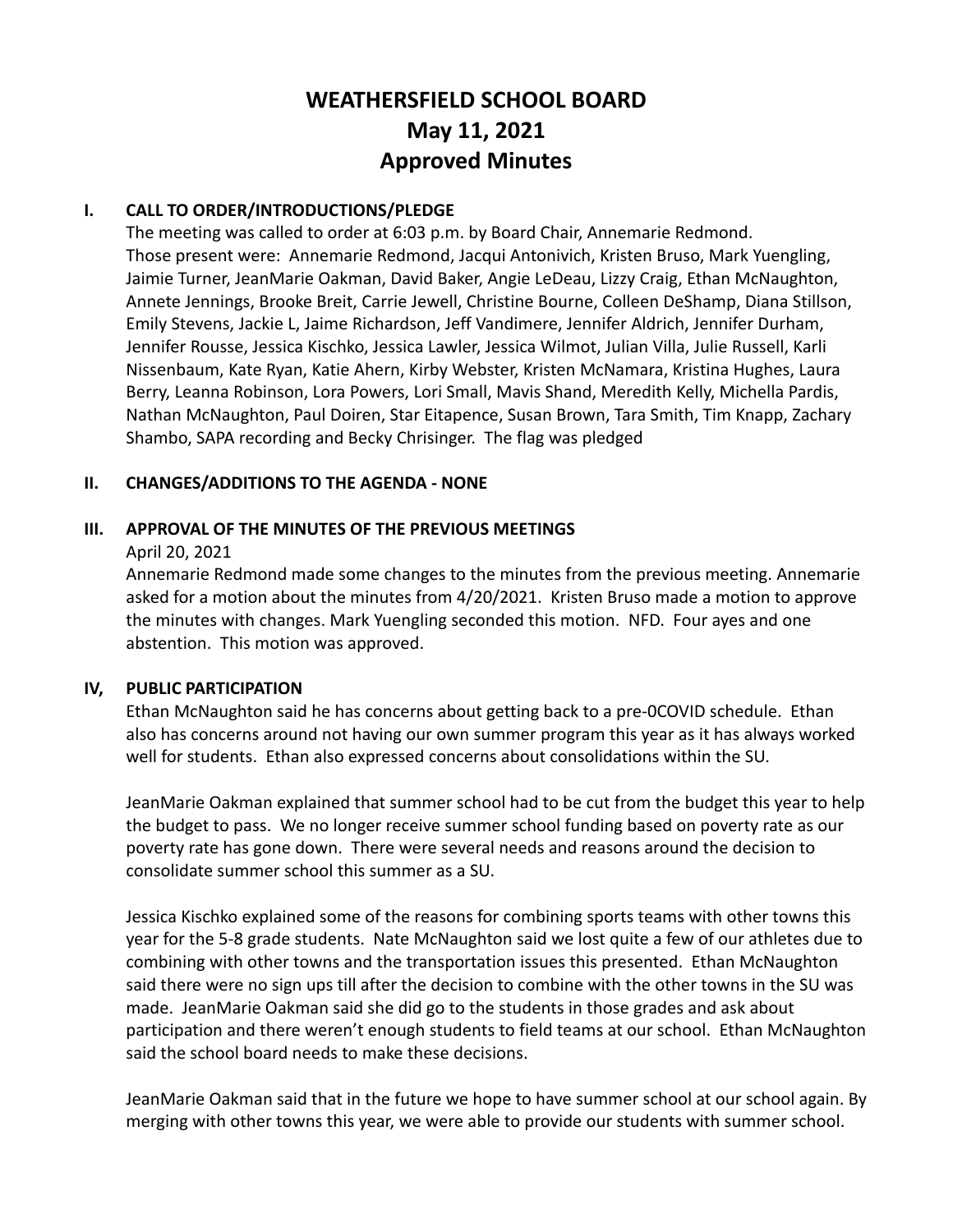# WEATHERSFIELD SCHOOL BOARD
# May 11, 2021
# Approved Minutes

## I. CALL TO ORDER/INTRODUCTIONS/PLEDGE

The meeting was called to order at 6:03 p.m. by Board Chair, Annemarie Redmond. Those present were: Annemarie Redmond, Jacqui Antonivich, Kristen Bruso, Mark Yuengling, Jaimie Turner, JeanMarie Oakman, David Baker, Angie LeDeau, Lizzy Craig, Ethan McNaughton, Annete Jennings, Brooke Breit, Carrie Jewell, Christine Bourne, Colleen DeShamp, Diana Stillson, Emily Stevens, Jackie L, Jaime Richardson, Jeff Vandimere, Jennifer Aldrich, Jennifer Durham, Jennifer Rousse, Jessica Kischko, Jessica Lawler, Jessica Wilmot, Julian Villa, Julie Russell, Karli Nissenbaum, Kate Ryan, Katie Ahern, Kirby Webster, Kristen McNamara, Kristina Hughes, Laura Berry, Leanna Robinson, Lora Powers, Lori Small, Mavis Shand, Meredith Kelly, Michella Pardis, Nathan McNaughton, Paul Doiren, Star Eitapence, Susan Brown, Tara Smith, Tim Knapp, Zachary Shambo, SAPA recording and Becky Chrisinger. The flag was pledged

## II. CHANGES/ADDITIONS TO THE AGENDA - NONE

## III. APPROVAL OF THE MINUTES OF THE PREVIOUS MEETINGS

April 20, 2021

Annemarie Redmond made some changes to the minutes from the previous meeting. Annemarie asked for a motion about the minutes from 4/20/2021. Kristen Bruso made a motion to approve the minutes with changes. Mark Yuengling seconded this motion. NFD. Four ayes and one abstention. This motion was approved.

## IV, PUBLIC PARTICIPATION

Ethan McNaughton said he has concerns about getting back to a pre-0COVID schedule. Ethan also has concerns around not having our own summer program this year as it has always worked well for students. Ethan also expressed concerns about consolidations within the SU.

JeanMarie Oakman explained that summer school had to be cut from the budget this year to help the budget to pass. We no longer receive summer school funding based on poverty rate as our poverty rate has gone down. There were several needs and reasons around the decision to consolidate summer school this summer as a SU.

Jessica Kischko explained some of the reasons for combining sports teams with other towns this year for the 5-8 grade students. Nate McNaughton said we lost quite a few of our athletes due to combining with other towns and the transportation issues this presented. Ethan McNaughton said there were no sign ups till after the decision to combine with the other towns in the SU was made. JeanMarie Oakman said she did go to the students in those grades and ask about participation and there weren't enough students to field teams at our school. Ethan McNaughton said the school board needs to make these decisions.

JeanMarie Oakman said that in the future we hope to have summer school at our school again. By merging with other towns this year, we were able to provide our students with summer school.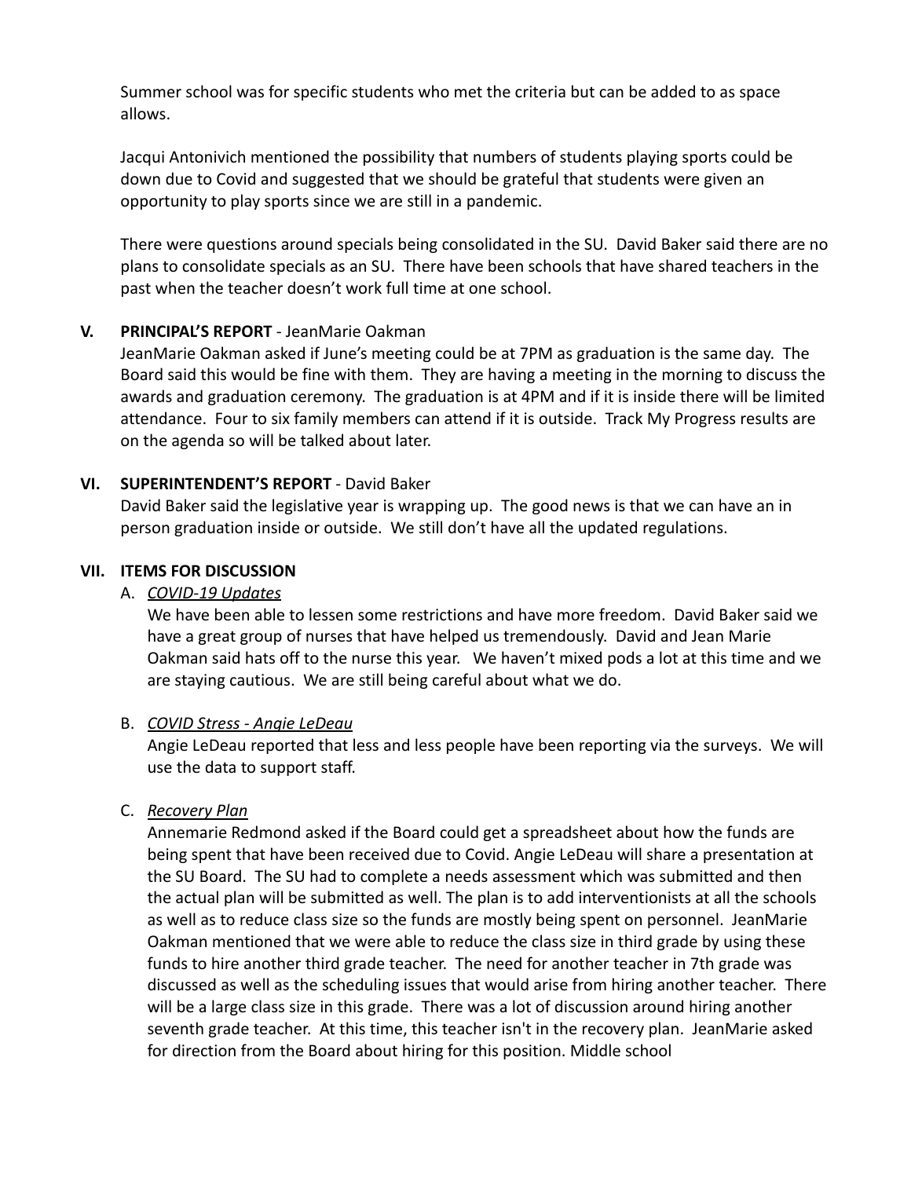Summer school was for specific students who met the criteria but can be added to as space allows.

Jacqui Antonivich mentioned the possibility that numbers of students playing sports could be down due to Covid and suggested that we should be grateful that students were given an opportunity to play sports since we are still in a pandemic.

There were questions around specials being consolidated in the SU. David Baker said there are no plans to consolidate specials as an SU. There have been schools that have shared teachers in the past when the teacher doesn't work full time at one school.

**V. PRINCIPAL'S REPORT** - JeanMarie Oakman

JeanMarie Oakman asked if June's meeting could be at 7PM as graduation is the same day. The Board said this would be fine with them. They are having a meeting in the morning to discuss the awards and graduation ceremony. The graduation is at 4PM and if it is inside there will be limited attendance. Four to six family members can attend if it is outside. Track My Progress results are on the agenda so will be talked about later.

**VI. SUPERINTENDENT'S REPORT** - David Baker

David Baker said the legislative year is wrapping up. The good news is that we can have an in person graduation inside or outside. We still don't have all the updated regulations.

**VII. ITEMS FOR DISCUSSION**

A. *COVID-19 Updates*

We have been able to lessen some restrictions and have more freedom. David Baker said we have a great group of nurses that have helped us tremendously. David and Jean Marie Oakman said hats off to the nurse this year. We haven't mixed pods a lot at this time and we are staying cautious. We are still being careful about what we do.

B. *COVID Stress - Angie LeDeau*

Angie LeDeau reported that less and less people have been reporting via the surveys. We will use the data to support staff.

C. *Recovery Plan*

Annemarie Redmond asked if the Board could get a spreadsheet about how the funds are being spent that have been received due to Covid. Angie LeDeau will share a presentation at the SU Board. The SU had to complete a needs assessment which was submitted and then the actual plan will be submitted as well. The plan is to add interventionists at all the schools as well as to reduce class size so the funds are mostly being spent on personnel. JeanMarie Oakman mentioned that we were able to reduce the class size in third grade by using these funds to hire another third grade teacher. The need for another teacher in 7th grade was discussed as well as the scheduling issues that would arise from hiring another teacher. There will be a large class size in this grade. There was a lot of discussion around hiring another seventh grade teacher. At this time, this teacher isn't in the recovery plan. JeanMarie asked for direction from the Board about hiring for this position. Middle school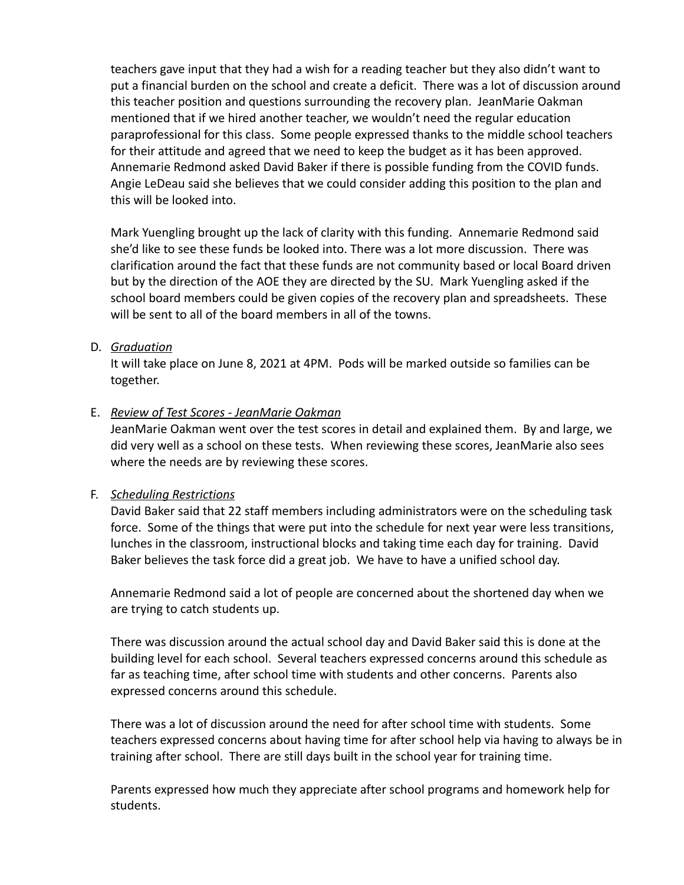teachers gave input that they had a wish for a reading teacher but they also didn't want to put a financial burden on the school and create a deficit. There was a lot of discussion around this teacher position and questions surrounding the recovery plan. JeanMarie Oakman mentioned that if we hired another teacher, we wouldn't need the regular education paraprofessional for this class. Some people expressed thanks to the middle school teachers for their attitude and agreed that we need to keep the budget as it has been approved. Annemarie Redmond asked David Baker if there is possible funding from the COVID funds. Angie LeDeau said she believes that we could consider adding this position to the plan and this will be looked into.

Mark Yuengling brought up the lack of clarity with this funding. Annemarie Redmond said she'd like to see these funds be looked into. There was a lot more discussion. There was clarification around the fact that these funds are not community based or local Board driven but by the direction of the AOE they are directed by the SU. Mark Yuengling asked if the school board members could be given copies of the recovery plan and spreadsheets. These will be sent to all of the board members in all of the towns.

D. *Graduation*

It will take place on June 8, 2021 at 4PM. Pods will be marked outside so families can be together.

E. *Review of Test Scores - JeanMarie Oakman*

JeanMarie Oakman went over the test scores in detail and explained them. By and large, we did very well as a school on these tests. When reviewing these scores, JeanMarie also sees where the needs are by reviewing these scores.

F. *Scheduling Restrictions*

David Baker said that 22 staff members including administrators were on the scheduling task force. Some of the things that were put into the schedule for next year were less transitions, lunches in the classroom, instructional blocks and taking time each day for training. David Baker believes the task force did a great job. We have to have a unified school day.

Annemarie Redmond said a lot of people are concerned about the shortened day when we are trying to catch students up.

There was discussion around the actual school day and David Baker said this is done at the building level for each school. Several teachers expressed concerns around this schedule as far as teaching time, after school time with students and other concerns. Parents also expressed concerns around this schedule.

There was a lot of discussion around the need for after school time with students. Some teachers expressed concerns about having time for after school help via having to always be in training after school. There are still days built in the school year for training time.

Parents expressed how much they appreciate after school programs and homework help for students.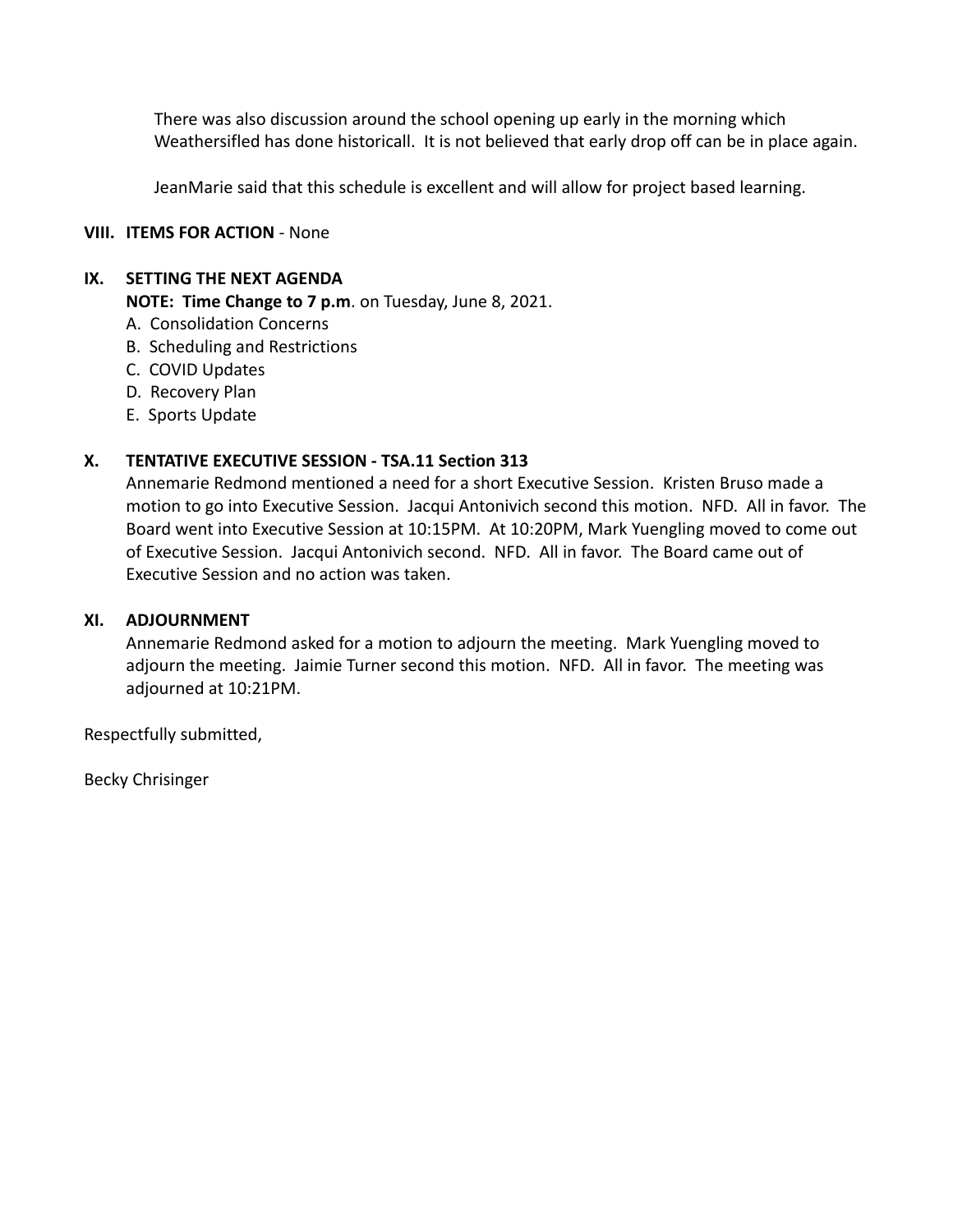There was also discussion around the school opening up early in the morning which Weathersifled has done historicall. It is not believed that early drop off can be in place again.

JeanMarie said that this schedule is excellent and will allow for project based learning.

**VIII. ITEMS FOR ACTION** - None

**IX. SETTING THE NEXT AGENDA**

**NOTE: Time Change to 7 p.m**. on Tuesday, June 8, 2021.

A. Consolidation Concerns
B. Scheduling and Restrictions
C. COVID Updates
D. Recovery Plan
E. Sports Update

**X. TENTATIVE EXECUTIVE SESSION - TSA.11 Section 313**

Annemarie Redmond mentioned a need for a short Executive Session. Kristen Bruso made a motion to go into Executive Session. Jacqui Antonivich second this motion. NFD. All in favor. The Board went into Executive Session at 10:15PM. At 10:20PM, Mark Yuengling moved to come out of Executive Session. Jacqui Antonivich second. NFD. All in favor. The Board came out of Executive Session and no action was taken.

**XI. ADJOURNMENT**

Annemarie Redmond asked for a motion to adjourn the meeting. Mark Yuengling moved to adjourn the meeting. Jaimie Turner second this motion. NFD. All in favor. The meeting was adjourned at 10:21PM.

Respectfully submitted,

Becky Chrisinger